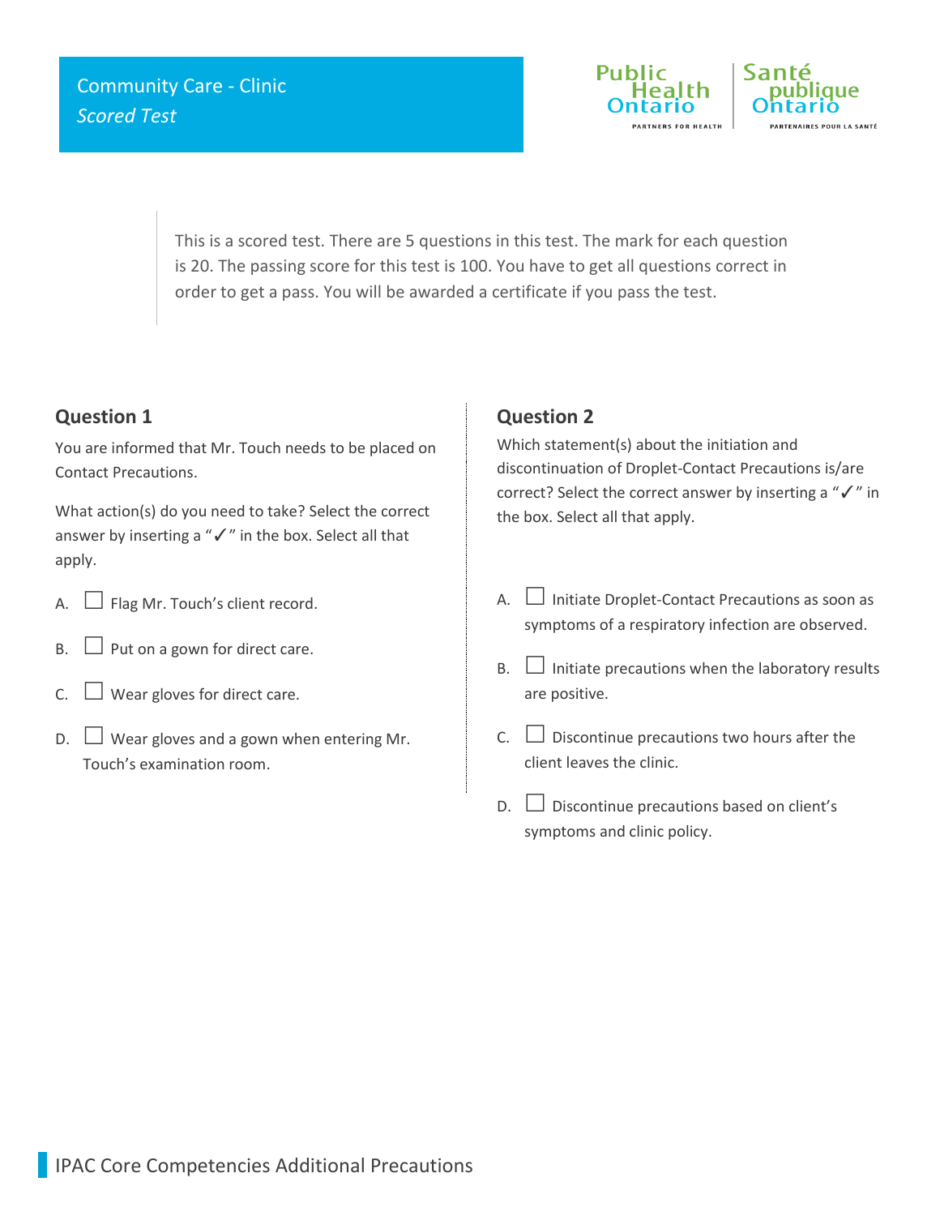# Community Care - Clinic

*Scored Test*

This is a scored test. There are 5 questions in this test. The mark for each question is 20. The passing score for this test is 100. You have to get all questions correct in order to get a pass. You will be awarded a certificate if you pass the test.

## Question 1

You are informed that Mr. Touch needs to be placed on Contact Precautions.

What action(s) do you need to take? Select the correct answer by inserting a "✓" in the box. Select all that apply.

A. ☐ Flag Mr. Touch's client record.

B. ☐ Put on a gown for direct care.

C. ☐ Wear gloves for direct care.

D. ☐ Wear gloves and a gown when entering Mr. Touch's examination room.

## Question 2

Which statement(s) about the initiation and discontinuation of Droplet-Contact Precautions is/are correct? Select the correct answer by inserting a "✓" in the box. Select all that apply.

A. ☐ Initiate Droplet-Contact Precautions as soon as symptoms of a respiratory infection are observed.

B. ☐ Initiate precautions when the laboratory results are positive.

C. ☐ Discontinue precautions two hours after the client leaves the clinic.

D. ☐ Discontinue precautions based on client's symptoms and clinic policy.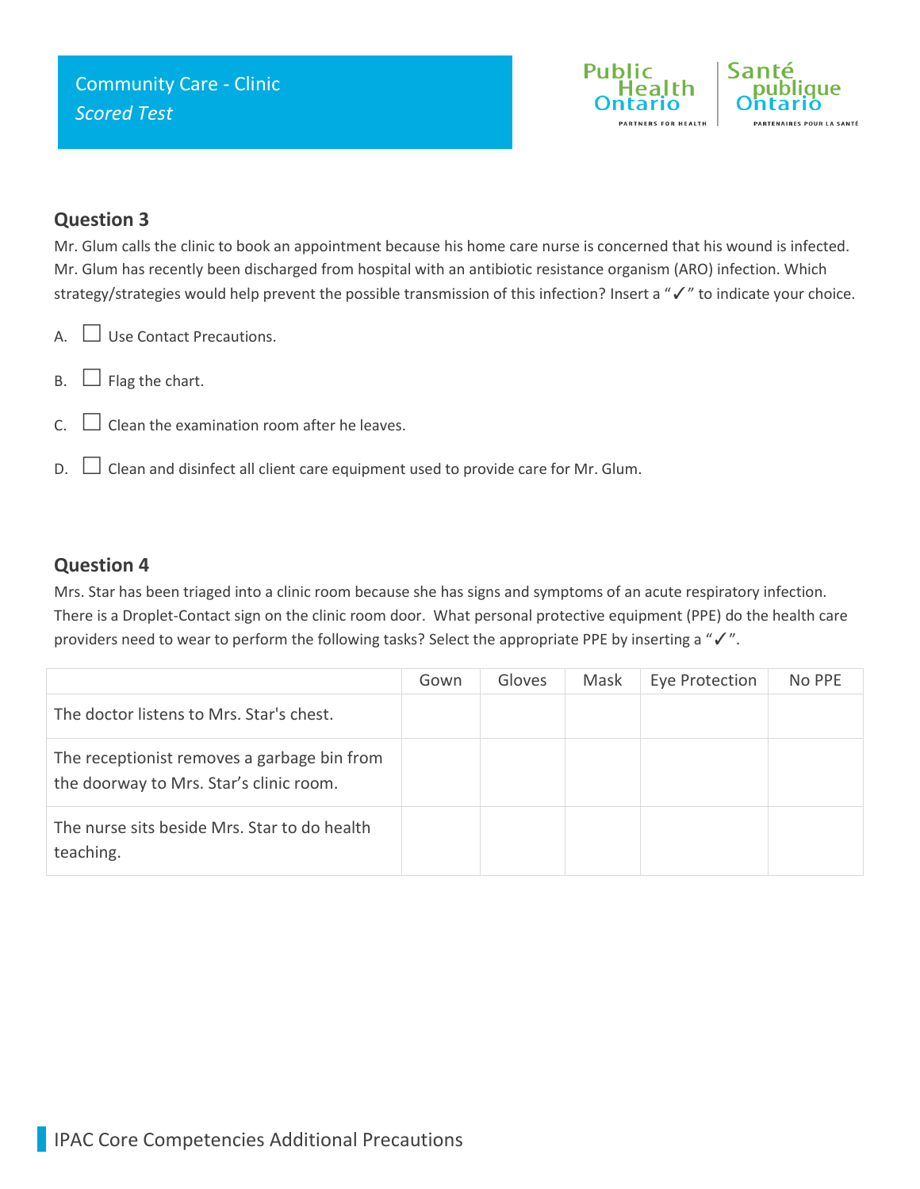## Question 3

Mr. Glum calls the clinic to book an appointment because his home care nurse is concerned that his wound is infected. Mr. Glum has recently been discharged from hospital with an antibiotic resistance organism (ARO) infection. Which strategy/strategies would help prevent the possible transmission of this infection? Insert a "✓" to indicate your choice.

A. ☐ Use Contact Precautions.

B. ☐ Flag the chart.

C. ☐ Clean the examination room after he leaves.

D. ☐ Clean and disinfect all client care equipment used to provide care for Mr. Glum.

## Question 4

Mrs. Star has been triaged into a clinic room because she has signs and symptoms of an acute respiratory infection. There is a Droplet-Contact sign on the clinic room door. What personal protective equipment (PPE) do the health care providers need to wear to perform the following tasks? Select the appropriate PPE by inserting a "✓".

| | Gown | Gloves | Mask | Eye Protection | No PPE |
|---|---|---|---|---|---|
| The doctor listens to Mrs. Star's chest. | | | | | |
| The receptionist removes a garbage bin from the doorway to Mrs. Star's clinic room. | | | | | |
| The nurse sits beside Mrs. Star to do health teaching. | | | | | |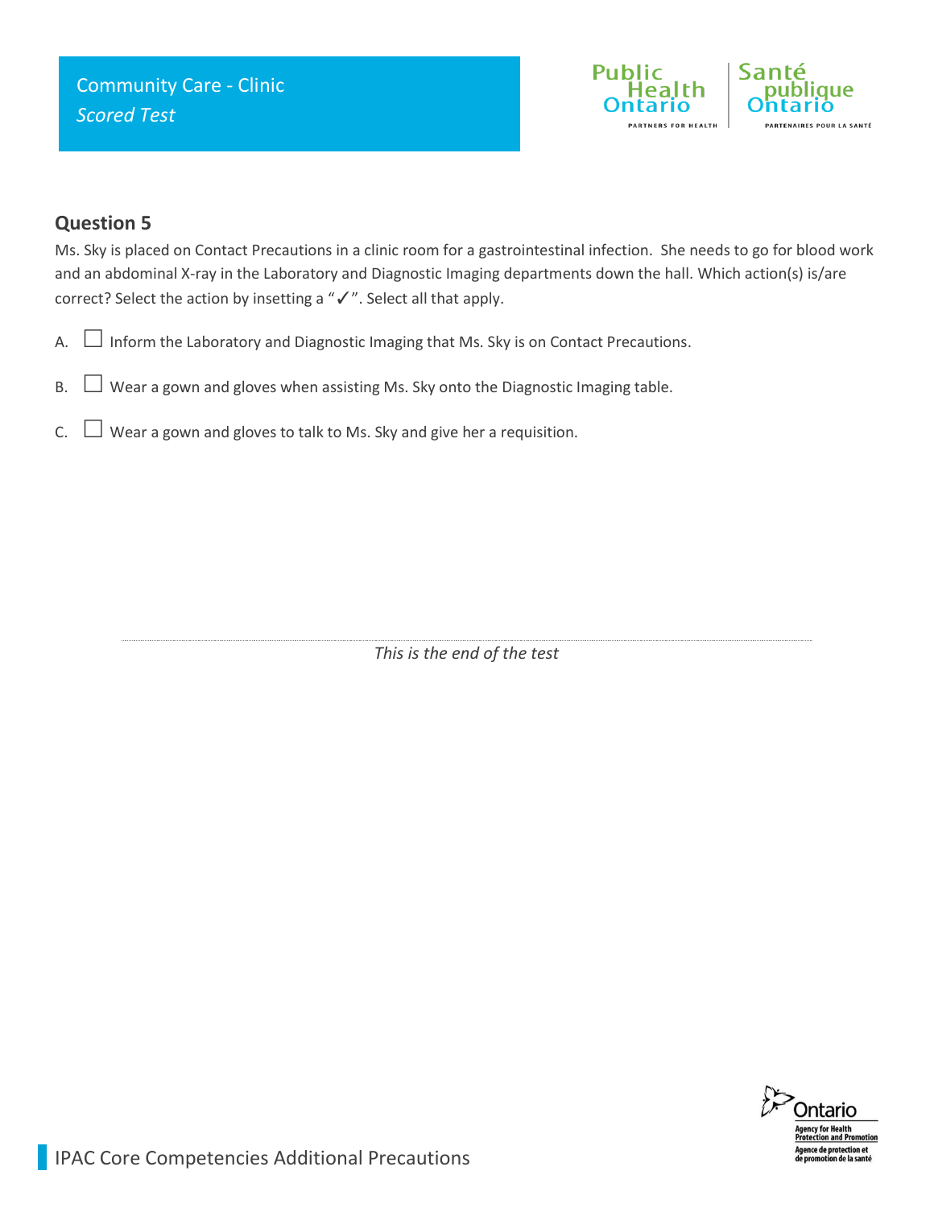## Question 5

Ms. Sky is placed on Contact Precautions in a clinic room for a gastrointestinal infection. She needs to go for blood work and an abdominal X-ray in the Laboratory and Diagnostic Imaging departments down the hall. Which action(s) is/are correct? Select the action by insetting a "✓". Select all that apply.

A. ☐ Inform the Laboratory and Diagnostic Imaging that Ms. Sky is on Contact Precautions.

B. ☐ Wear a gown and gloves when assisting Ms. Sky onto the Diagnostic Imaging table.

C. ☐ Wear a gown and gloves to talk to Ms. Sky and give her a requisition.

---

*This is the end of the test*